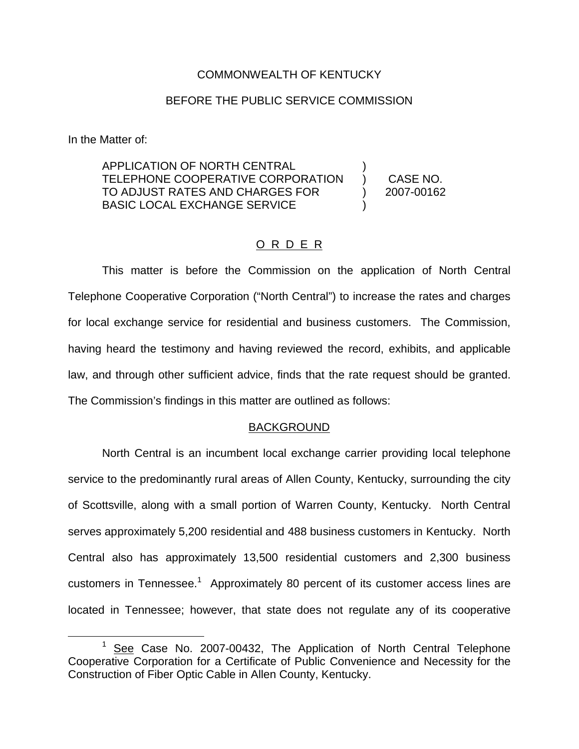COMMONWEALTH OF KENTUCKY

BEFORE THE PUBLIC SERVICE COMMISSION

In the Matter of:

| | | |
|---|---|---|
| APPLICATION OF NORTH CENTRAL TELEPHONE COOPERATIVE CORPORATION TO ADJUST RATES AND CHARGES FOR BASIC LOCAL EXCHANGE SERVICE | ) ) ) ) | CASE NO. 2007-00162 |

## O R D E R

This matter is before the Commission on the application of North Central Telephone Cooperative Corporation ("North Central") to increase the rates and charges for local exchange service for residential and business customers. The Commission, having heard the testimony and having reviewed the record, exhibits, and applicable law, and through other sufficient advice, finds that the rate request should be granted. The Commission's findings in this matter are outlined as follows:

## BACKGROUND

North Central is an incumbent local exchange carrier providing local telephone service to the predominantly rural areas of Allen County, Kentucky, surrounding the city of Scottsville, along with a small portion of Warren County, Kentucky. North Central serves approximately 5,200 residential and 488 business customers in Kentucky. North Central also has approximately 13,500 residential customers and 2,300 business customers in Tennessee.[1] Approximately 80 percent of its customer access lines are located in Tennessee; however, that state does not regulate any of its cooperative

[1] See Case No. 2007-00432, The Application of North Central Telephone Cooperative Corporation for a Certificate of Public Convenience and Necessity for the Construction of Fiber Optic Cable in Allen County, Kentucky.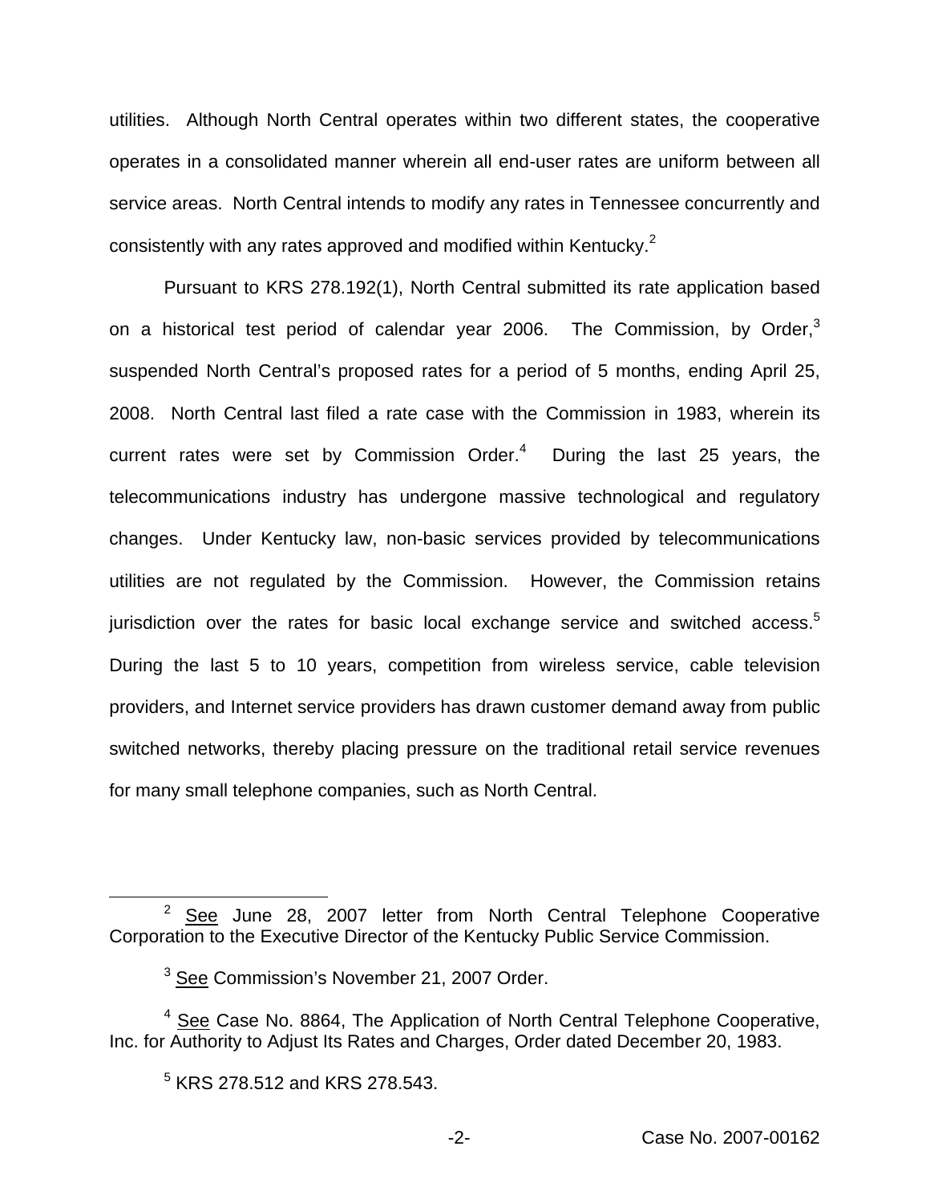utilities. Although North Central operates within two different states, the cooperative operates in a consolidated manner wherein all end-user rates are uniform between all service areas. North Central intends to modify any rates in Tennessee concurrently and consistently with any rates approved and modified within Kentucky.[2]

Pursuant to KRS 278.192(1), North Central submitted its rate application based on a historical test period of calendar year 2006. The Commission, by Order,[3] suspended North Central's proposed rates for a period of 5 months, ending April 25, 2008. North Central last filed a rate case with the Commission in 1983, wherein its current rates were set by Commission Order.[4] During the last 25 years, the telecommunications industry has undergone massive technological and regulatory changes. Under Kentucky law, non-basic services provided by telecommunications utilities are not regulated by the Commission. However, the Commission retains jurisdiction over the rates for basic local exchange service and switched access.[5] During the last 5 to 10 years, competition from wireless service, cable television providers, and Internet service providers has drawn customer demand away from public switched networks, thereby placing pressure on the traditional retail service revenues for many small telephone companies, such as North Central.

---

[2] See June 28, 2007 letter from North Central Telephone Cooperative Corporation to the Executive Director of the Kentucky Public Service Commission.

[3] See Commission's November 21, 2007 Order.

[4] See Case No. 8864, The Application of North Central Telephone Cooperative, Inc. for Authority to Adjust Its Rates and Charges, Order dated December 20, 1983.

[5] KRS 278.512 and KRS 278.543.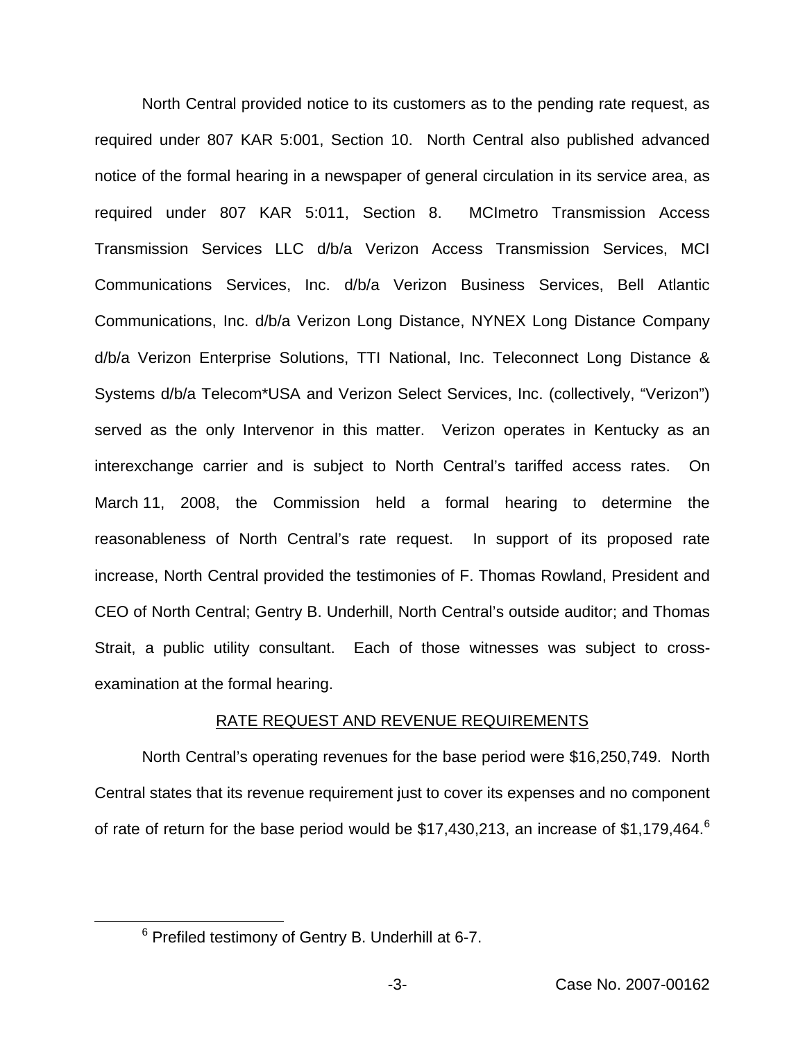North Central provided notice to its customers as to the pending rate request, as required under 807 KAR 5:001, Section 10. North Central also published advanced notice of the formal hearing in a newspaper of general circulation in its service area, as required under 807 KAR 5:011, Section 8. MCImetro Transmission Access Transmission Services LLC d/b/a Verizon Access Transmission Services, MCI Communications Services, Inc. d/b/a Verizon Business Services, Bell Atlantic Communications, Inc. d/b/a Verizon Long Distance, NYNEX Long Distance Company d/b/a Verizon Enterprise Solutions, TTI National, Inc. Teleconnect Long Distance & Systems d/b/a Telecom*USA and Verizon Select Services, Inc. (collectively, "Verizon") served as the only Intervenor in this matter. Verizon operates in Kentucky as an interexchange carrier and is subject to North Central's tariffed access rates. On March 11, 2008, the Commission held a formal hearing to determine the reasonableness of North Central's rate request. In support of its proposed rate increase, North Central provided the testimonies of F. Thomas Rowland, President and CEO of North Central; Gentry B. Underhill, North Central's outside auditor; and Thomas Strait, a public utility consultant. Each of those witnesses was subject to cross-examination at the formal hearing.

## RATE REQUEST AND REVENUE REQUIREMENTS

North Central's operating revenues for the base period were $16,250,749. North Central states that its revenue requirement just to cover its expenses and no component of rate of return for the base period would be $17,430,213, an increase of $1,179,464.[6]

[6] Prefiled testimony of Gentry B. Underhill at 6-7.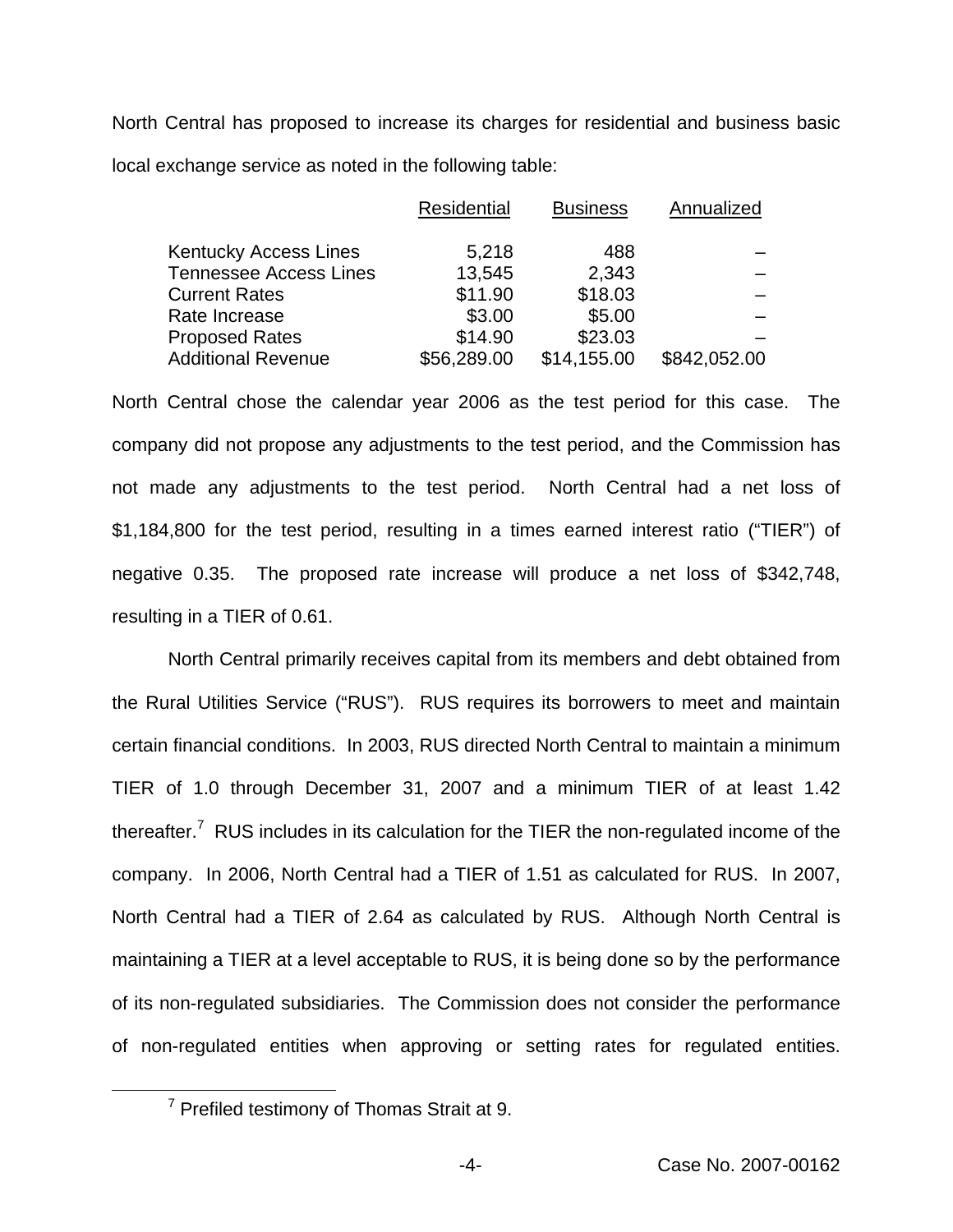North Central has proposed to increase its charges for residential and business basic local exchange service as noted in the following table:

| | Residential | Business | Annualized |
|---|---|---|---|
| Kentucky Access Lines | 5,218 | 488 | – |
| Tennessee Access Lines | 13,545 | 2,343 | – |
| Current Rates | $11.90 | $18.03 | – |
| Rate Increase | $3.00 | $5.00 | – |
| Proposed Rates | $14.90 | $23.03 | – |
| Additional Revenue | $56,289.00 | $14,155.00 | $842,052.00 |

North Central chose the calendar year 2006 as the test period for this case. The company did not propose any adjustments to the test period, and the Commission has not made any adjustments to the test period. North Central had a net loss of $1,184,800 for the test period, resulting in a times earned interest ratio ("TIER") of negative 0.35. The proposed rate increase will produce a net loss of $342,748, resulting in a TIER of 0.61.

North Central primarily receives capital from its members and debt obtained from the Rural Utilities Service ("RUS"). RUS requires its borrowers to meet and maintain certain financial conditions. In 2003, RUS directed North Central to maintain a minimum TIER of 1.0 through December 31, 2007 and a minimum TIER of at least 1.42 thereafter.[7] RUS includes in its calculation for the TIER the non-regulated income of the company. In 2006, North Central had a TIER of 1.51 as calculated for RUS. In 2007, North Central had a TIER of 2.64 as calculated by RUS. Although North Central is maintaining a TIER at a level acceptable to RUS, it is being done so by the performance of its non-regulated subsidiaries. The Commission does not consider the performance of non-regulated entities when approving or setting rates for regulated entities.

[7] Prefiled testimony of Thomas Strait at 9.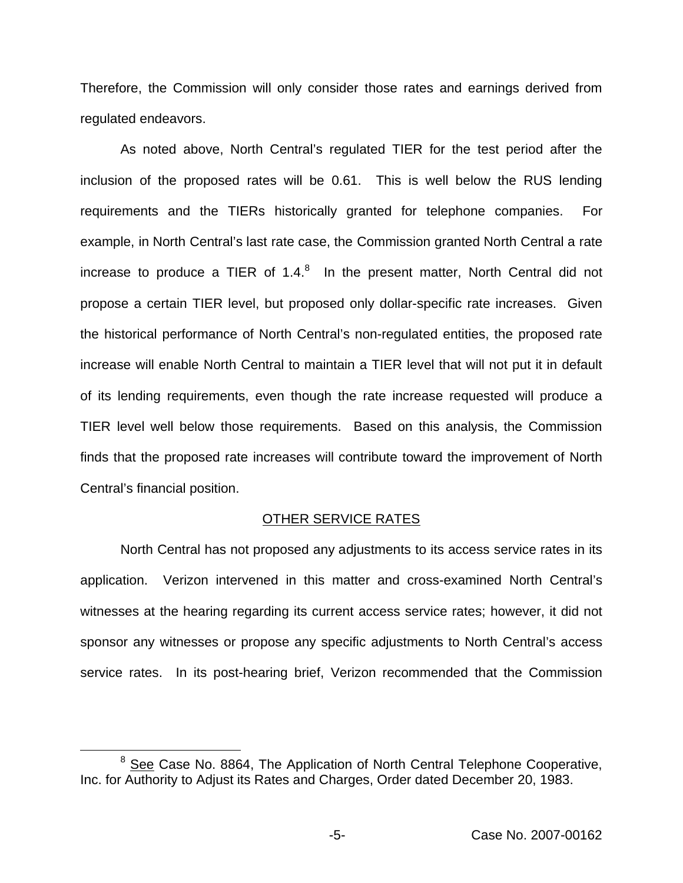Therefore, the Commission will only consider those rates and earnings derived from regulated endeavors.

As noted above, North Central's regulated TIER for the test period after the inclusion of the proposed rates will be 0.61. This is well below the RUS lending requirements and the TIERs historically granted for telephone companies. For example, in North Central's last rate case, the Commission granted North Central a rate increase to produce a TIER of 1.4.[8] In the present matter, North Central did not propose a certain TIER level, but proposed only dollar-specific rate increases. Given the historical performance of North Central's non-regulated entities, the proposed rate increase will enable North Central to maintain a TIER level that will not put it in default of its lending requirements, even though the rate increase requested will produce a TIER level well below those requirements. Based on this analysis, the Commission finds that the proposed rate increases will contribute toward the improvement of North Central's financial position.

## OTHER SERVICE RATES

North Central has not proposed any adjustments to its access service rates in its application. Verizon intervened in this matter and cross-examined North Central's witnesses at the hearing regarding its current access service rates; however, it did not sponsor any witnesses or propose any specific adjustments to North Central's access service rates. In its post-hearing brief, Verizon recommended that the Commission

---

[8] See Case No. 8864, The Application of North Central Telephone Cooperative, Inc. for Authority to Adjust its Rates and Charges, Order dated December 20, 1983.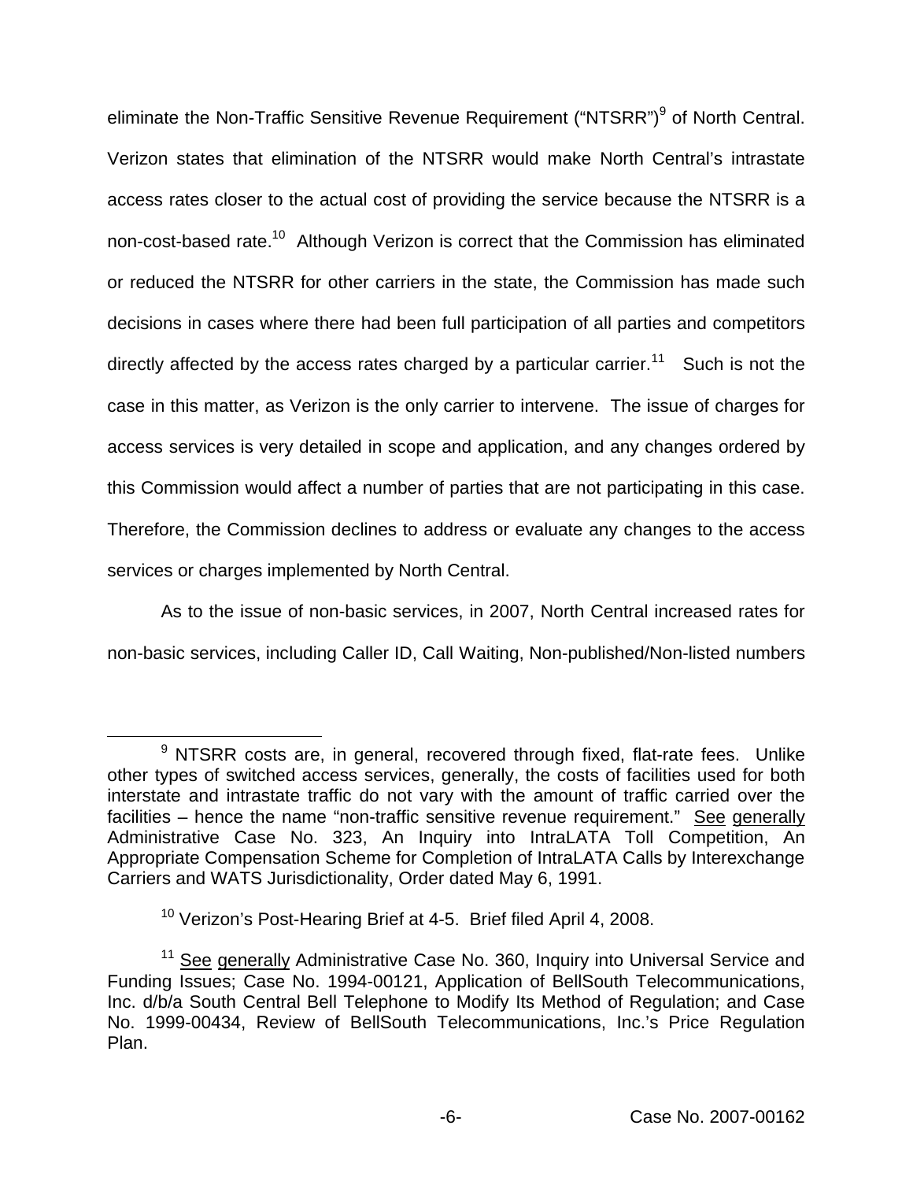eliminate the Non-Traffic Sensitive Revenue Requirement ("NTSRR")[9] of North Central. Verizon states that elimination of the NTSRR would make North Central's intrastate access rates closer to the actual cost of providing the service because the NTSRR is a non-cost-based rate.[10] Although Verizon is correct that the Commission has eliminated or reduced the NTSRR for other carriers in the state, the Commission has made such decisions in cases where there had been full participation of all parties and competitors directly affected by the access rates charged by a particular carrier.[11] Such is not the case in this matter, as Verizon is the only carrier to intervene. The issue of charges for access services is very detailed in scope and application, and any changes ordered by this Commission would affect a number of parties that are not participating in this case. Therefore, the Commission declines to address or evaluate any changes to the access services or charges implemented by North Central.

As to the issue of non-basic services, in 2007, North Central increased rates for non-basic services, including Caller ID, Call Waiting, Non-published/Non-listed numbers

---

[9] NTSRR costs are, in general, recovered through fixed, flat-rate fees. Unlike other types of switched access services, generally, the costs of facilities used for both interstate and intrastate traffic do not vary with the amount of traffic carried over the facilities – hence the name "non-traffic sensitive revenue requirement." See generally Administrative Case No. 323, An Inquiry into IntraLATA Toll Competition, An Appropriate Compensation Scheme for Completion of IntraLATA Calls by Interexchange Carriers and WATS Jurisdictionality, Order dated May 6, 1991.

[10] Verizon's Post-Hearing Brief at 4-5. Brief filed April 4, 2008.

[11] See generally Administrative Case No. 360, Inquiry into Universal Service and Funding Issues; Case No. 1994-00121, Application of BellSouth Telecommunications, Inc. d/b/a South Central Bell Telephone to Modify Its Method of Regulation; and Case No. 1999-00434, Review of BellSouth Telecommunications, Inc.'s Price Regulation Plan.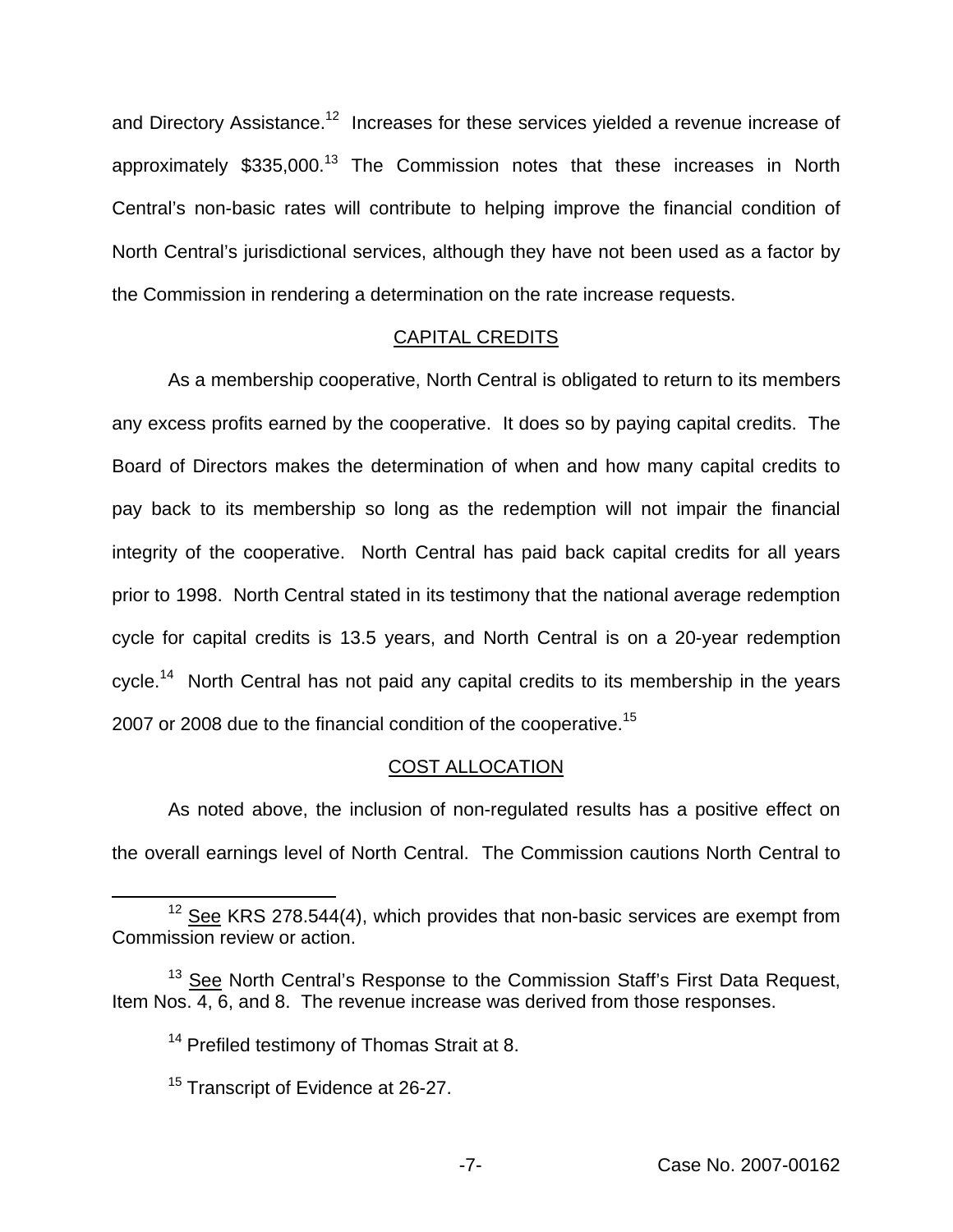and Directory Assistance.[12] Increases for these services yielded a revenue increase of approximately \$335,000.[13] The Commission notes that these increases in North Central's non-basic rates will contribute to helping improve the financial condition of North Central's jurisdictional services, although they have not been used as a factor by the Commission in rendering a determination on the rate increase requests.

## CAPITAL CREDITS

As a membership cooperative, North Central is obligated to return to its members any excess profits earned by the cooperative. It does so by paying capital credits. The Board of Directors makes the determination of when and how many capital credits to pay back to its membership so long as the redemption will not impair the financial integrity of the cooperative. North Central has paid back capital credits for all years prior to 1998. North Central stated in its testimony that the national average redemption cycle for capital credits is 13.5 years, and North Central is on a 20-year redemption cycle.[14] North Central has not paid any capital credits to its membership in the years 2007 or 2008 due to the financial condition of the cooperative.[15]

## COST ALLOCATION

As noted above, the inclusion of non-regulated results has a positive effect on the overall earnings level of North Central. The Commission cautions North Central to

---

[12] See KRS 278.544(4), which provides that non-basic services are exempt from Commission review or action.

[13] See North Central's Response to the Commission Staff's First Data Request, Item Nos. 4, 6, and 8. The revenue increase was derived from those responses.

[14] Prefiled testimony of Thomas Strait at 8.

[15] Transcript of Evidence at 26-27.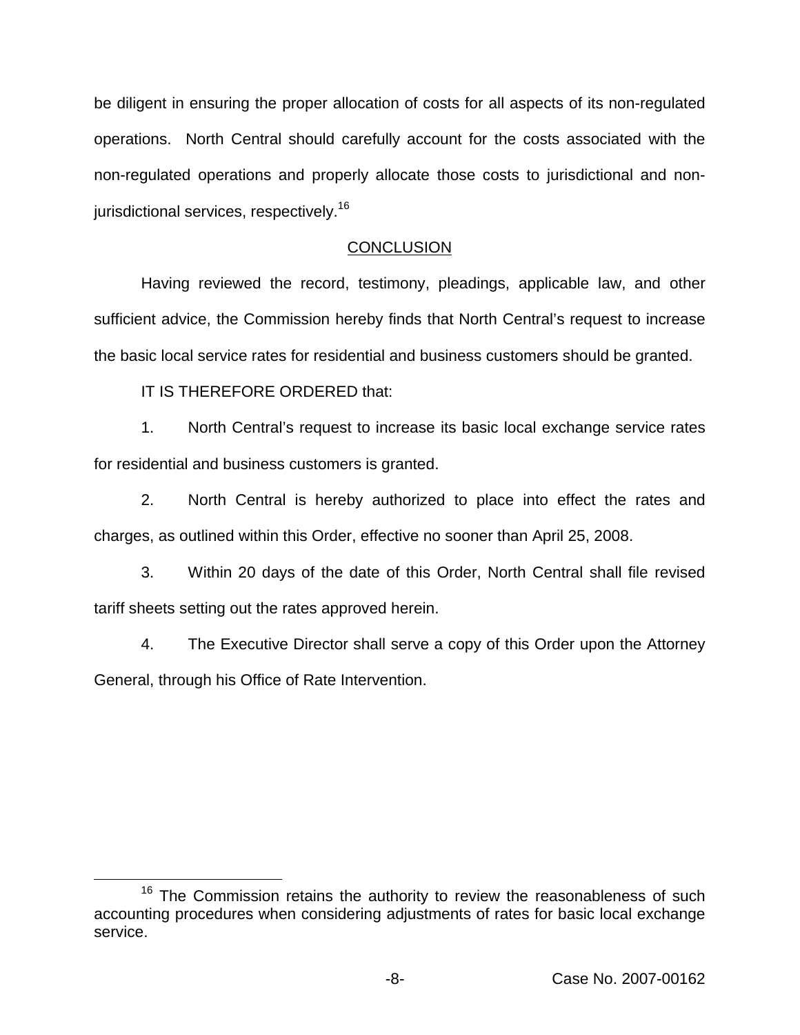be diligent in ensuring the proper allocation of costs for all aspects of its non-regulated operations. North Central should carefully account for the costs associated with the non-regulated operations and properly allocate those costs to jurisdictional and non-jurisdictional services, respectively.[16]

## CONCLUSION

Having reviewed the record, testimony, pleadings, applicable law, and other sufficient advice, the Commission hereby finds that North Central's request to increase the basic local service rates for residential and business customers should be granted.

IT IS THEREFORE ORDERED that:

1. North Central's request to increase its basic local exchange service rates for residential and business customers is granted.

2. North Central is hereby authorized to place into effect the rates and charges, as outlined within this Order, effective no sooner than April 25, 2008.

3. Within 20 days of the date of this Order, North Central shall file revised tariff sheets setting out the rates approved herein.

4. The Executive Director shall serve a copy of this Order upon the Attorney General, through his Office of Rate Intervention.

---

[16] The Commission retains the authority to review the reasonableness of such accounting procedures when considering adjustments of rates for basic local exchange service.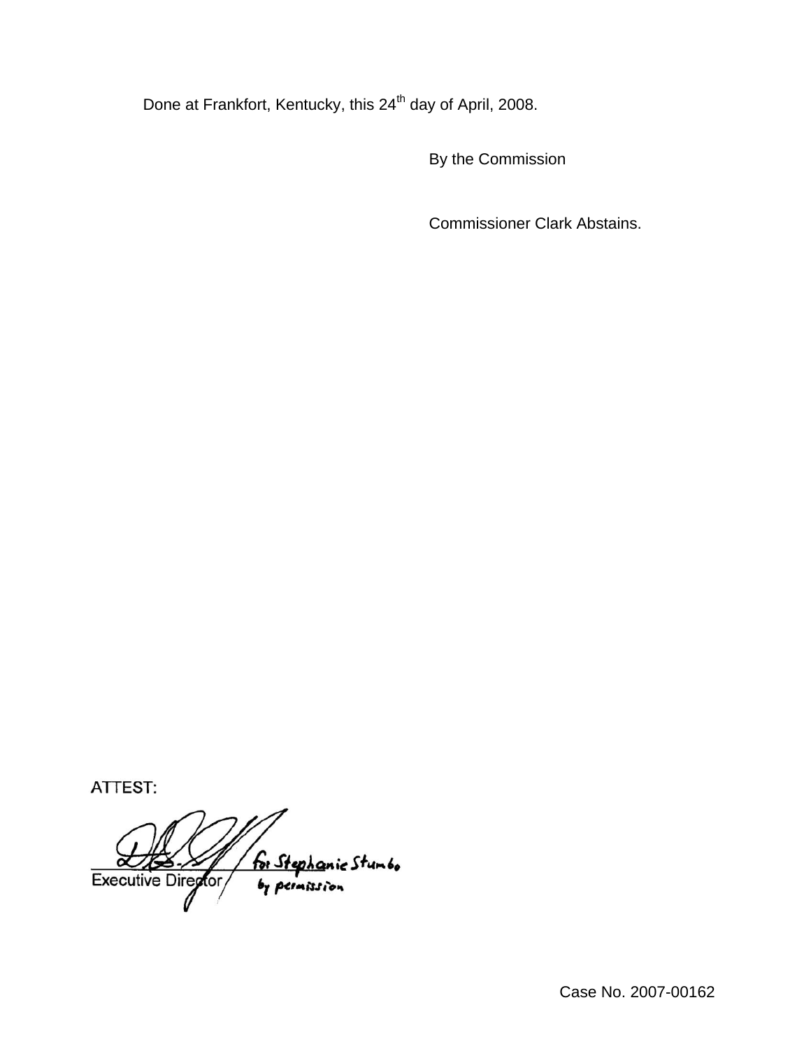Done at Frankfort, Kentucky, this 24th day of April, 2008.

By the Commission

Commissioner Clark Abstains.

ATTEST:

for Stephanie Stumbo by permission

Executive Director

Case No. 2007-00162